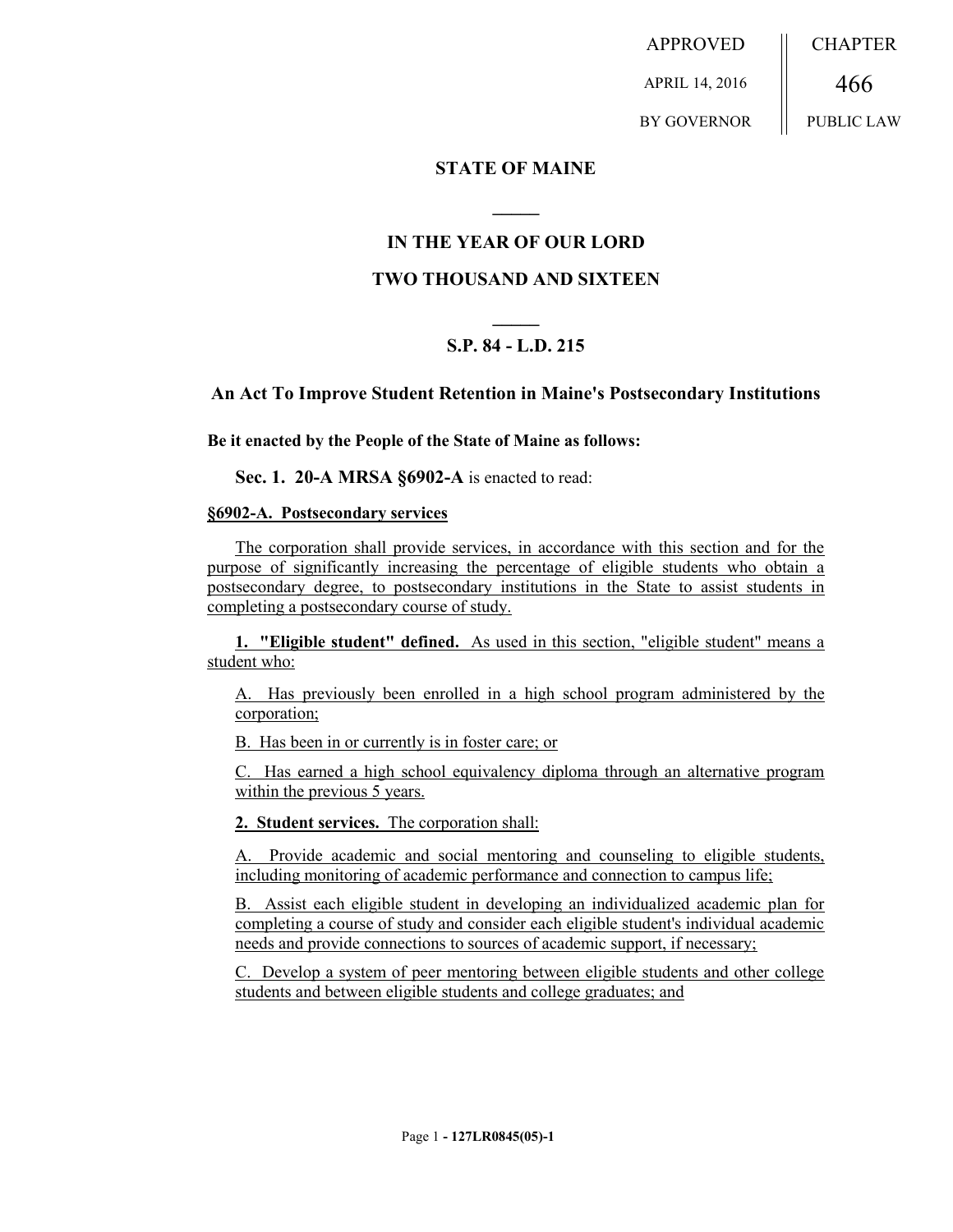APPROVED APRIL 14, 2016 BY GOVERNOR

CHAPTER 466 PUBLIC LAW

**STATE OF MAINE**

**IN THE YEAR OF OUR LORD**

**TWO THOUSAND AND SIXTEEN**

**S.P. 84 - L.D. 215**

**An Act To Improve Student Retention in Maine's Postsecondary Institutions**

**Be it enacted by the People of the State of Maine as follows:**

**Sec. 1. 20-A MRSA §6902-A** is enacted to read:

**§6902-A. Postsecondary services**

The corporation shall provide services, in accordance with this section and for the purpose of significantly increasing the percentage of eligible students who obtain a postsecondary degree, to postsecondary institutions in the State to assist students in completing a postsecondary course of study.

**1. "Eligible student" defined.** As used in this section, "eligible student" means a student who:

A. Has previously been enrolled in a high school program administered by the corporation;

B. Has been in or currently is in foster care; or

C. Has earned a high school equivalency diploma through an alternative program within the previous 5 years.

**2. Student services.** The corporation shall:

A. Provide academic and social mentoring and counseling to eligible students, including monitoring of academic performance and connection to campus life;

B. Assist each eligible student in developing an individualized academic plan for completing a course of study and consider each eligible student's individual academic needs and provide connections to sources of academic support, if necessary;

C. Develop a system of peer mentoring between eligible students and other college students and between eligible students and college graduates; and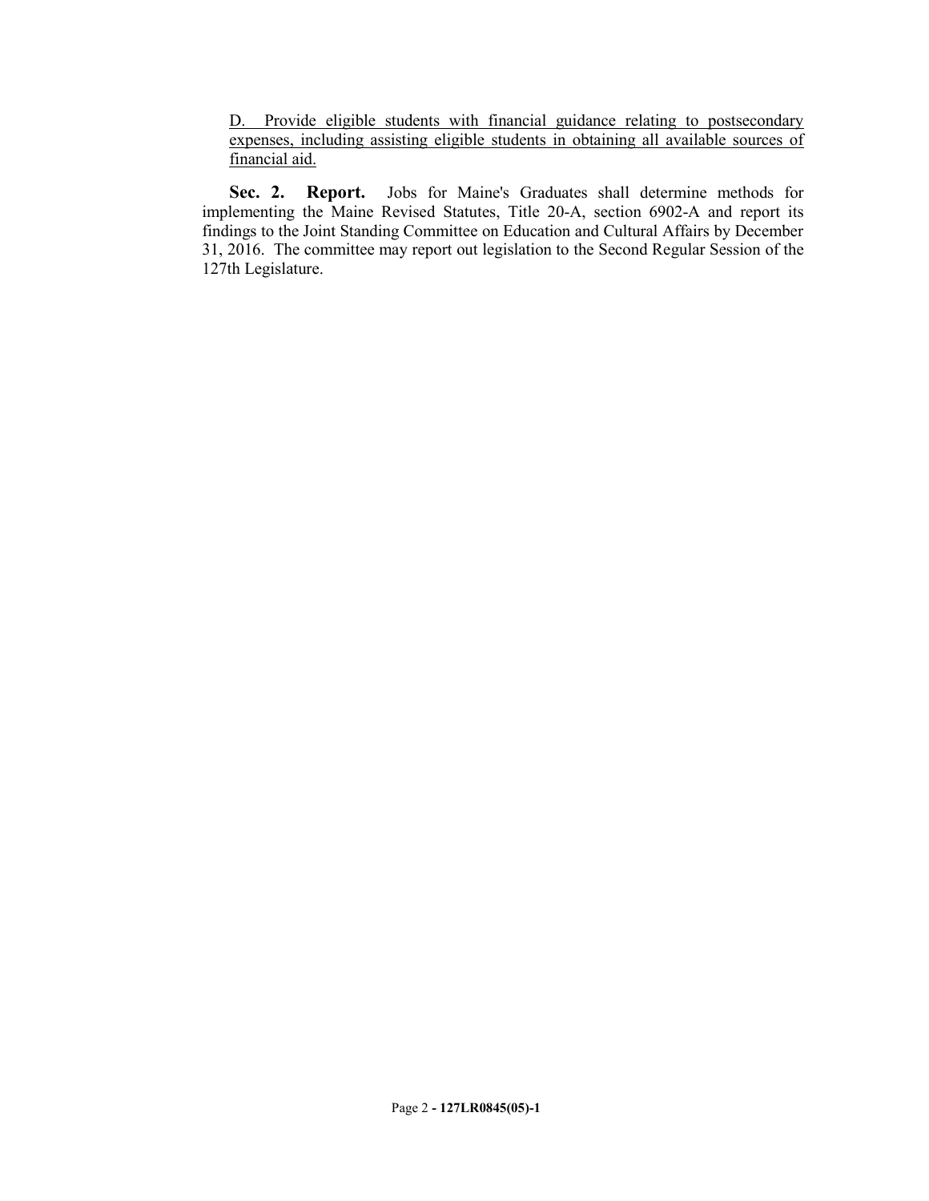D. Provide eligible students with financial guidance relating to postsecondary expenses, including assisting eligible students in obtaining all available sources of financial aid.

**Sec. 2. Report.** Jobs for Maine's Graduates shall determine methods for implementing the Maine Revised Statutes, Title 20-A, section 6902-A and report its findings to the Joint Standing Committee on Education and Cultural Affairs by December 31, 2016. The committee may report out legislation to the Second Regular Session of the 127th Legislature.